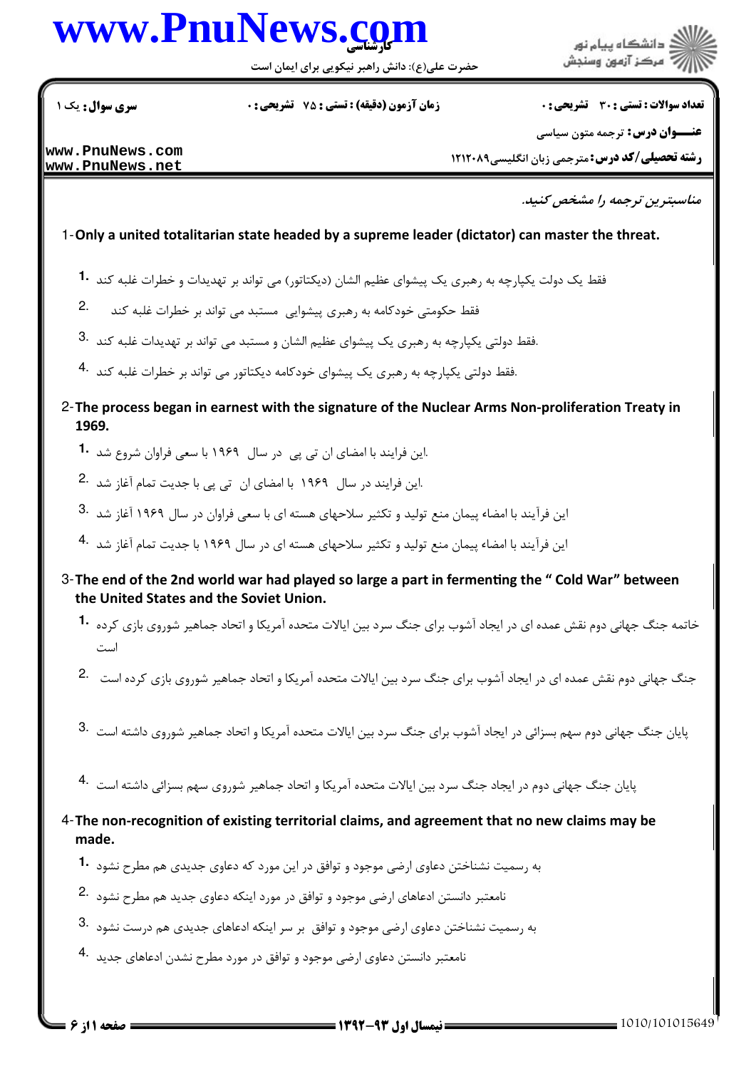**سری سوال:** یک ۱

**زمان آزمون (دقیقه) : تستی : ۷۵ تشریحی : ۰**

**تعداد سوالات : تستی : ۳۰ تشریحی : ۰**

**عنـــوان درس:** ترجمه متون سیاسی

**رشته تحصیلی/کد درس:** مترجمی زبان انگلیسی۱۲۱۲۰۸۹

*مناسبترین ترجمه را مشخص کنید.*

1-**Only a united totalitarian state headed by a supreme leader (dictator) can master the threat.**

1. فقط یک دولت یکپارچه به رهبری یک پیشوای عظیم الشان (دیکتاتور) می تواند بر تهدیدات و خطرات غلبه کند
2. فقط حکومتی خودکامه به رهبری پیشوایی مستبد می تواند بر خطرات غلبه کند
3. فقط دولتی یکپارچه به رهبری یک پیشوای عظیم الشان و مستبد می تواند بر تهدیدات غلبه کند.
4. فقط دولتی یکپارچه به رهبری یک پیشوای خودکامه دیکتاتور می تواند بر خطرات غلبه کند.

2-**The process began in earnest with the signature of the Nuclear Arms Non-proliferation Treaty in 1969.**

1. این فرایند با امضای ان تی پی در سال ۱۹۶۹ با سعی فراوان شروع شد.
2. این فرایند در سال ۱۹۶۹ با امضای ان تی پی با جدیت تمام آغاز شد.
3. این فرآیند با امضاء پیمان منع تولید و تکثیر سلاحهای هسته ای با سعی فراوان در سال ۱۹۶۹ آغاز شد
4. این فرآیند با امضاء پیمان منع تولید و تکثیر سلاحهای هسته ای در سال ۱۹۶۹ با جدیت تمام آغاز شد

3-**The end of the 2nd world war had played so large a part in fermenting the " Cold War" between the United States and the Soviet Union.**

1. خاتمه جنگ جهانی دوم نقش عمده ای در ایجاد آشوب برای جنگ سرد بین ایالات متحده آمریکا و اتحاد جماهیر شوروی بازی کرده است
2. جنگ جهانی دوم نقش عمده ای در ایجاد آشوب برای جنگ سرد بین ایالات متحده آمریکا و اتحاد جماهیر شوروی بازی کرده است
3. پایان جنگ جهانی دوم سهم بسزائی در ایجاد آشوب برای جنگ سرد بین ایالات متحده آمریکا و اتحاد جماهیر شوروی داشته است
4. پایان جنگ جهانی دوم در ایجاد جنگ سرد بین ایالات متحده آمریکا و اتحاد جماهیر شوروی سهم بسزائی داشته است

4-**The non-recognition of existing territorial claims, and agreement that no new claims may be made.**

1. به رسمیت نشناختن دعاوی ارضی موجود و توافق در این مورد که دعاوی جدیدی هم مطرح نشود
2. نامعتبر دانستن ادعاهای ارضی موجود و توافق در مورد اینکه دعاوی جدید هم مطرح نشود
3. به رسمیت نشناختن دعاوی ارضی موجود و توافق بر سر اینکه ادعاهای جدیدی هم درست نشود
4. نامعتبر دانستن دعاوی ارضی موجود و توافق در مورد مطرح نشدن ادعاهای جدید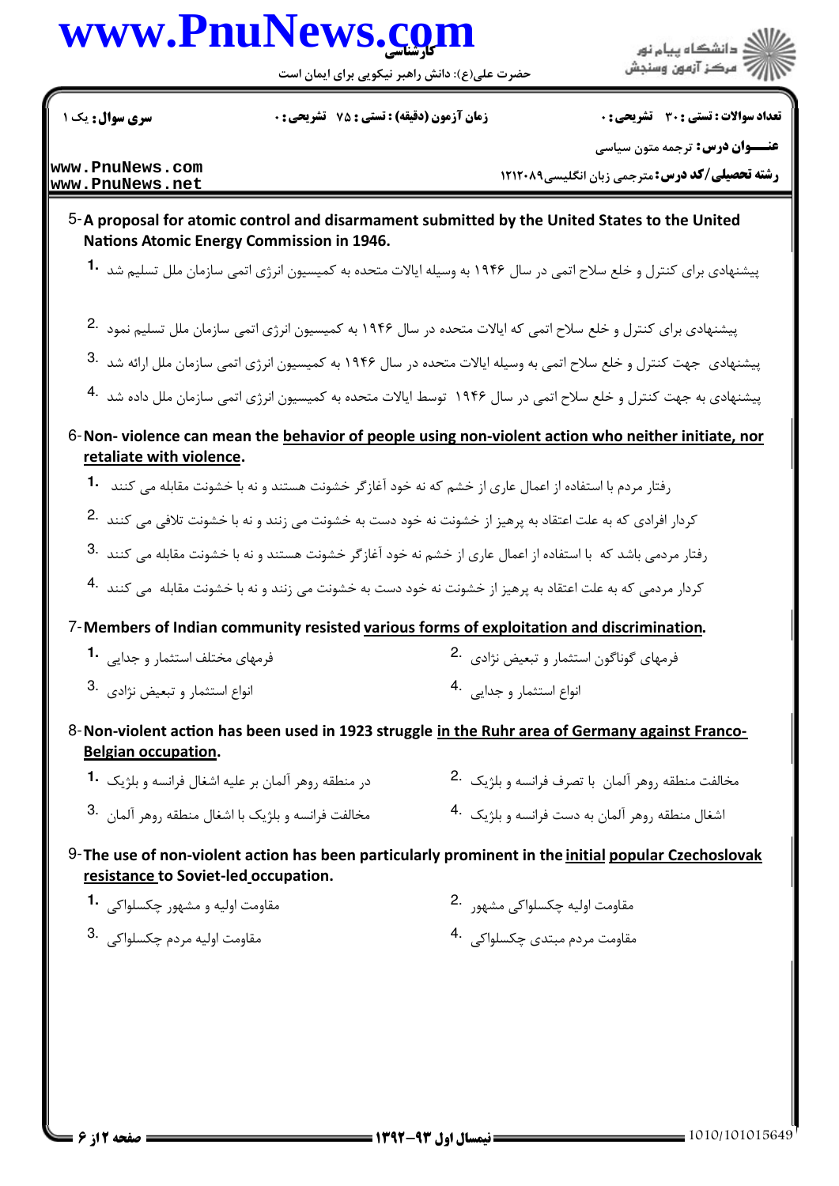**سری سوال:** یک ۱

**زمان آزمون (دقیقه) : تستی : ۷۵ تشریحی : ۰**

**تعداد سوالات : تستی : ۳۰ تشریحی : ۰**

**عنـــوان درس:** ترجمه متون سیاسی

**رشته تحصیلی/کد درس:** مترجمی زبان انگلیسی۱۲۱۲۰۸۹

5- **A proposal for atomic control and disarmament submitted by the United States to the United Nations Atomic Energy Commission in 1946.**

1. پیشنهادی برای کنترل و خلع سلاح اتمی در سال ۱۹۴۶ به وسیله ایالات متحده به کمیسیون انرژی اتمی سازمان ملل تسلیم شد

2. پیشنهادی برای کنترل و خلع سلاح اتمی که ایالات متحده در سال ۱۹۴۶ به کمیسیون انرژی اتمی سازمان ملل تسلیم نمود

3. پیشنهادی جهت کنترل و خلع سلاح اتمی به وسیله ایالات متحده در سال ۱۹۴۶ به کمیسیون انرژی اتمی سازمان ملل ارائه شد

4. پیشنهادی به جهت کنترل و خلع سلاح اتمی در سال ۱۹۴۶ توسط ایالات متحده به کمیسیون انرژی اتمی سازمان ملل داده شد

6- **Non- violence can mean the behavior of people using non-violent action who neither initiate, nor retaliate with violence.**

1. رفتار مردم با استفاده از اعمال عاری از خشم که نه خود آغازگر خشونت هستند و نه با خشونت مقابله می کنند

2. کردار افرادی که به علت اعتقاد به پرهیز از خشونت نه خود دست به خشونت می زنند و نه با خشونت تلافی می کنند

3. رفتار مردمی باشد که با استفاده از اعمال عاری از خشم نه خود آغازگر خشونت هستند و نه با خشونت مقابله می کنند

4. کردار مردمی که به علت اعتقاد به پرهیز از خشونت نه خود دست به خشونت می زنند و نه با خشونت مقابله می کنند

7- **Members of Indian community resisted various forms of exploitation and discrimination.**

1. فرمهای مختلف استثمار و جدایی

2. فرمهای گوناگون استثمار و تبعیض نژادی

3. انواع استثمار و تبعیض نژادی

4. انواع استثمار و جدایی

8- **Non-violent action has been used in 1923 struggle in the Ruhr area of Germany against Franco-Belgian occupation.**

1. در منطقه روهر آلمان بر علیه اشغال فرانسه و بلژیک

2. مخالفت منطقه روهر آلمان با تصرف فرانسه و بلژیک

3. مخالفت فرانسه و بلژیک با اشغال منطقه روهر آلمان

4. اشغال منطقه روهر آلمان به دست فرانسه و بلژیک

9- **The use of non-violent action has been particularly prominent in the initial popular Czechoslovak resistance to Soviet-led occupation.**

1. مقاومت اولیه و مشهور چکسلواکی

2. مقاومت اولیه چکسلواکی مشهور

3. مقاومت اولیه مردم چکسلواکی

4. مقاومت مردم مبتدی چکسلواکی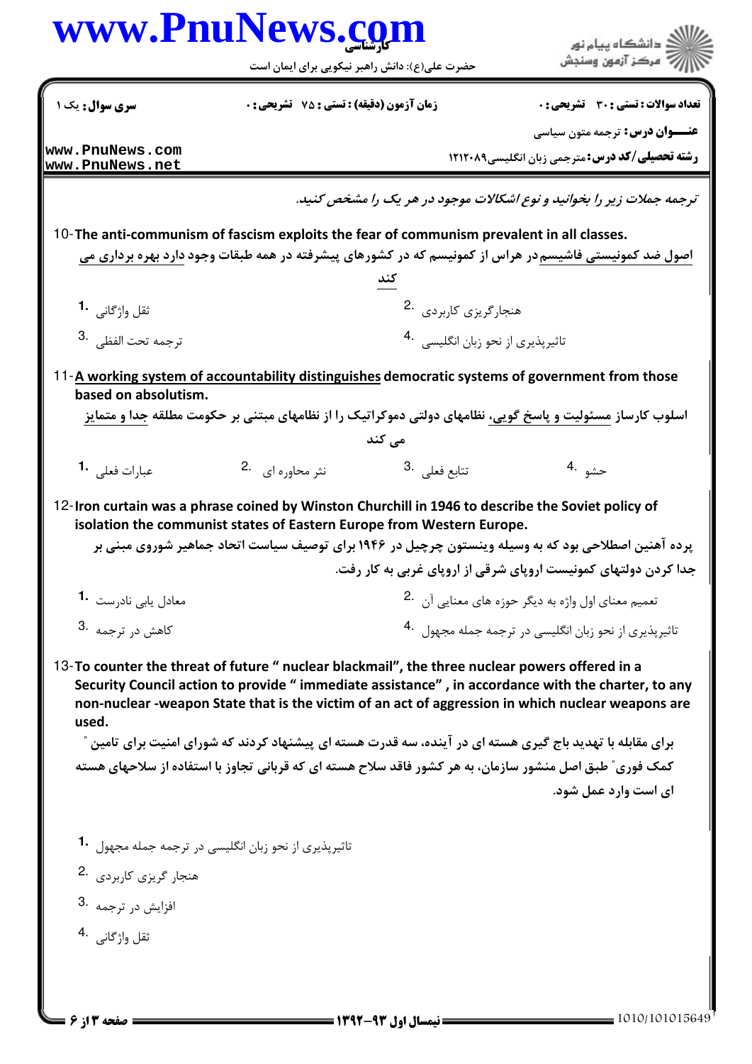*ترجمه جملات زیر را بخوانید و نوع اشکالات موجود در هر یک را مشخص کنید.*

10- **The anti-communism of fascism exploits the fear of communism prevalent in all classes.**

اصول ضد کمونیستی فاشیسم در هراس از کمونیسم که در کشورهای پیشرفته در همه طبقات وجود دارد بهره برداری می کند

1. ثقل واژگانی
2. هنجارگریزی کاربردی
3. ترجمه تحت الفظی
4. تاثیرپذیری از نحو زبان انگلیسی

11- **A working system of accountability distinguishes democratic systems of government from those based on absolutism.**

اسلوب کارساز مسئولیت و پاسخ گویی، نظامهای دولتی دموکراتیک را از نظامهای مبتنی بر حکومت مطلقه جدا و متمایز می کند

1. عبارات فعلی
2. نثر محاوره ای
3. تتابع فعلی
4. حشو

12- **Iron curtain was a phrase coined by Winston Churchill in 1946 to describe the Soviet policy of isolation the communist states of Eastern Europe from Western Europe.**

پرده آهنین اصطلاحی بود که به وسیله وینستون چرچیل در ۱۹۴۶ برای توصیف سیاست اتحاد جماهیر شوروی مبنی بر جدا کردن دولتهای کمونیست اروپای شرقی از اروپای غربی به کار رفت.

1. معادل یابی نادرست
2. تعمیم معنای اول واژه به دیگر حوزه های معنایی آن
3. کاهش در ترجمه
4. تاثیرپذیری از نحو زبان انگلیسی در ترجمه جمله مجهول

13- **To counter the threat of future " nuclear blackmail", the three nuclear powers offered in a Security Council action to provide " immediate assistance" , in accordance with the charter, to any non-nuclear -weapon State that is the victim of an act of aggression in which nuclear weapons are used.**

برای مقابله با تهدید باج گیری هسته ای در آینده، سه قدرت هسته ای پیشنهاد کردند که شورای امنیت برای تامین " کمک فوری" طبق اصل منشور سازمان، به هر کشور فاقد سلاح هسته ای که قربانی تجاوز با استفاده از سلاحهای هسته ای است وارد عمل شود.

1. تاثیرپذیری از نحو زبان انگلیسی در ترجمه جمله مجهول
2. هنجار گریزی کاربردی
3. افزایش در ترجمه
4. ثقل واژگانی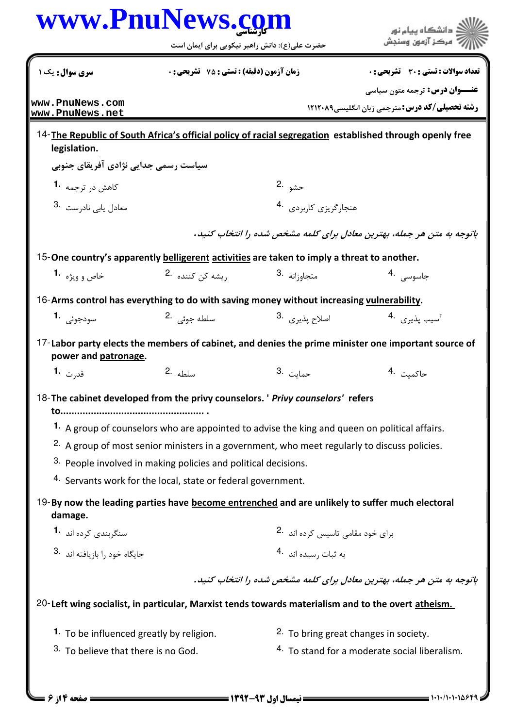14-<u>The Republic of South Africa's official policy of racial segregation</u> established through openly free legislation.

سیاست رسمی جدایی نژادی آفریقای جنوبی

1. کاهش در ترجمه
2. حشو
3. معادل یابی نادرست
4. هنجارگریزی کاربردی

*باتوجه به متن هر جمله، بهترین معادل برای کلمه مشخص شده را انتخاب کنید.*

15-One country's apparently <u>belligerent</u> <u>activities</u> are taken to imply a threat to another.

1. خاص و ویژه
2. ریشه کن کننده
3. متجاوزانه
4. جاسوسی

16-Arms control has everything to do with saving money without increasing <u>vulnerability</u>.

1. سودجوئی
2. سلطه جوئی
3. اصلاح پذیری
4. آسیب پذیری

17-Labor party elects the members of cabinet, and denies the prime minister one important source of power and <u>patronage</u>.

1. قدرت
2. سلطه
3. حمایت
4. حاکمیت

18-The cabinet developed from the privy counselors. '*Privy counselors*' refers to.................................................. .

1. A group of counselors who are appointed to advise the king and queen on political affairs.
2. A group of most senior ministers in a government, who meet regularly to discuss policies.
3. People involved in making policies and political decisions.
4. Servants work for the local, state or federal government.

19-By now the leading parties have <u>become entrenched</u> and are unlikely to suffer much electoral damage.

1. سنگربندی کرده اند
2. برای خود مقامی تاسیس کرده اند
3. جایگاه خود را بازیافته اند
4. به ثبات رسیده اند

*باتوجه به متن هر جمله، بهترین معادل برای کلمه مشخص شده را انتخاب کنید.*

20-Left wing socialist, in particular, Marxist tends towards materialism and to the overt <u>atheism.</u>

1. To be influenced greatly by religion.
2. To bring great changes in society.
3. To believe that there is no God.
4. To stand for a moderate social liberalism.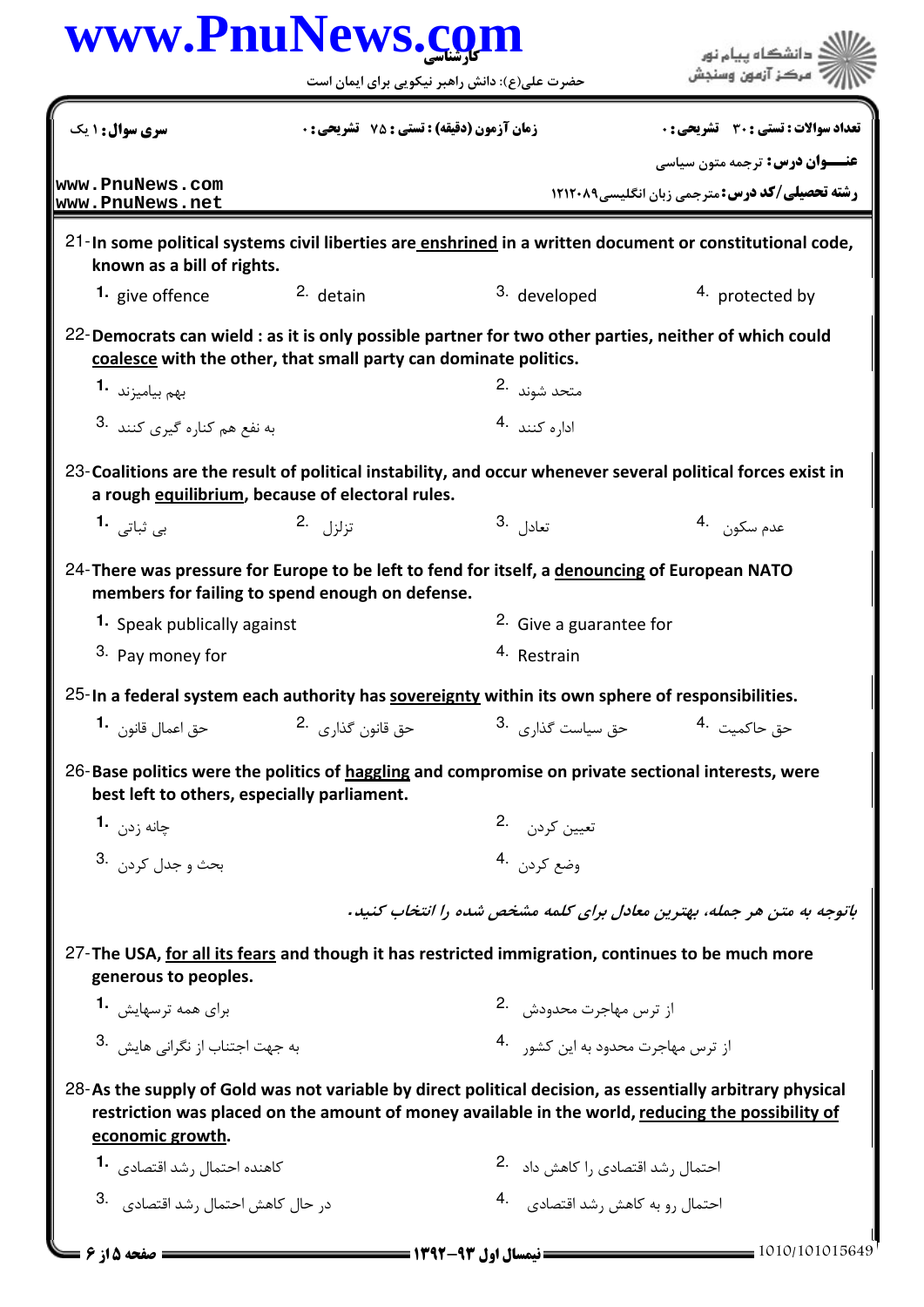21- In some political systems civil liberties are **enshrined** in a written document or constitutional code, known as a bill of rights.

1. give offence
2. detain
3. developed
4. protected by

22- Democrats can wield : as it is only possible partner for two other parties, neither of which could **coalesce** with the other, that small party can dominate politics.

1. بهم بیامیزند
2. متحد شوند
3. به نفع هم کناره گیری کنند
4. اداره کنند

23- Coalitions are the result of political instability, and occur whenever several political forces exist in a rough **equilibrium**, because of electoral rules.

1. بی ثباتی
2. تزلزل
3. تعادل
4. عدم سکون

24- There was pressure for Europe to be left to fend for itself, a **denouncing** of European NATO members for failing to spend enough on defense.

1. Speak publically against
2. Give a guarantee for
3. Pay money for
4. Restrain

25- In a federal system each authority has **sovereignty** within its own sphere of responsibilities.

1. حق اعمال قانون
2. حق قانون گذاری
3. حق سیاست گذاری
4. حق حاکمیت

26- Base politics were the politics of **haggling** and compromise on private sectional interests, were best left to others, especially parliament.

1. چانه زدن
2. تعیین کردن
3. بحث و جدل کردن
4. وضع کردن

***باتوجه به متن هر جمله، بهترین معادل برای کلمه مشخص شده را انتخاب کنید.***

27- The USA, **for all its fears** and though it has restricted immigration, continues to be much more generous to peoples.

1. برای همه ترسهایش
2. از ترس مهاجرت محدودش
3. به جهت اجتناب از نگرانی هایش
4. از ترس مهاجرت محدود به این کشور

28- As the supply of Gold was not variable by direct political decision, as essentially arbitrary physical restriction was placed on the amount of money available in the world, **reducing the possibility of economic growth**.

1. کاهنده احتمال رشد اقتصادی
2. احتمال رشد اقتصادی را کاهش داد
3. در حال کاهش احتمال رشد اقتصادی
4. احتمال رو به کاهش رشد اقتصادی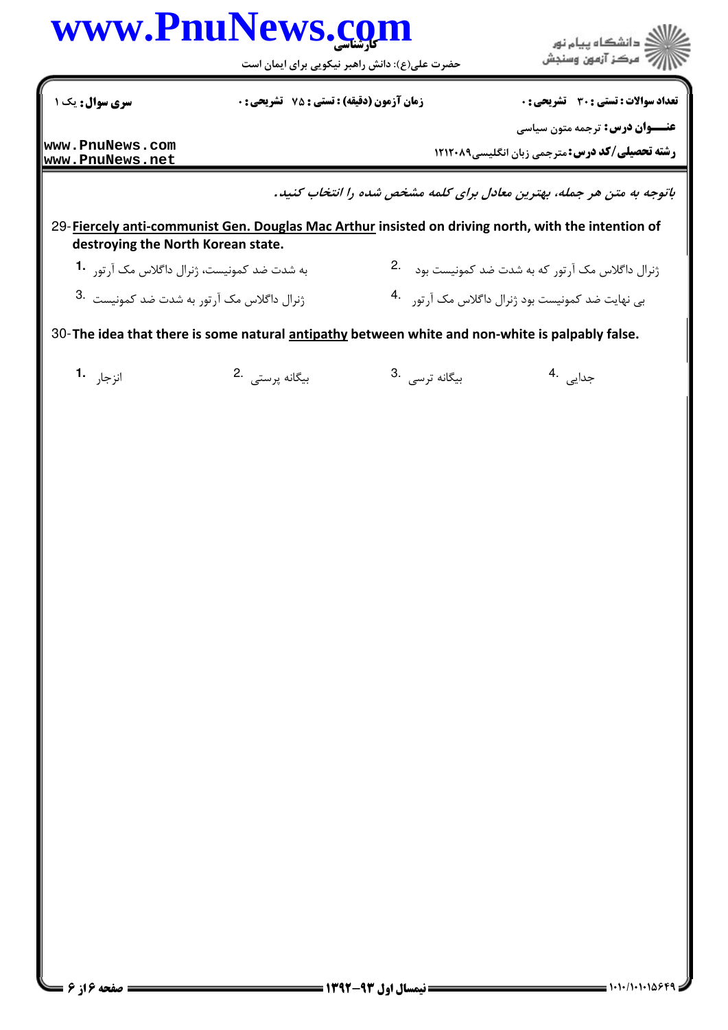باتوجه به متن هر جمله، بهترین معادل برای کلمه مشخص شده را انتخاب کنید.

29- **Fiercely anti-communist Gen. Douglas Mac Arthur** insisted on driving north, with the intention of destroying the North Korean state.

1. به شدت ضد کمونیست، ژنرال داگلاس مک آرتور
2. ژنرال داگلاس مک آرتور که به شدت ضد کمونیست بود
3. ژنرال داگلاس مک آرتور به شدت ضد کمونیست
4. بی نهایت ضد کمونیست بود ژنرال داگلاس مک آرتور

30- The idea that there is some natural **antipathy** between white and non-white is palpably false.

1. انزجار
2. بیگانه پرستی
3. بیگانه ترسی
4. جدایی